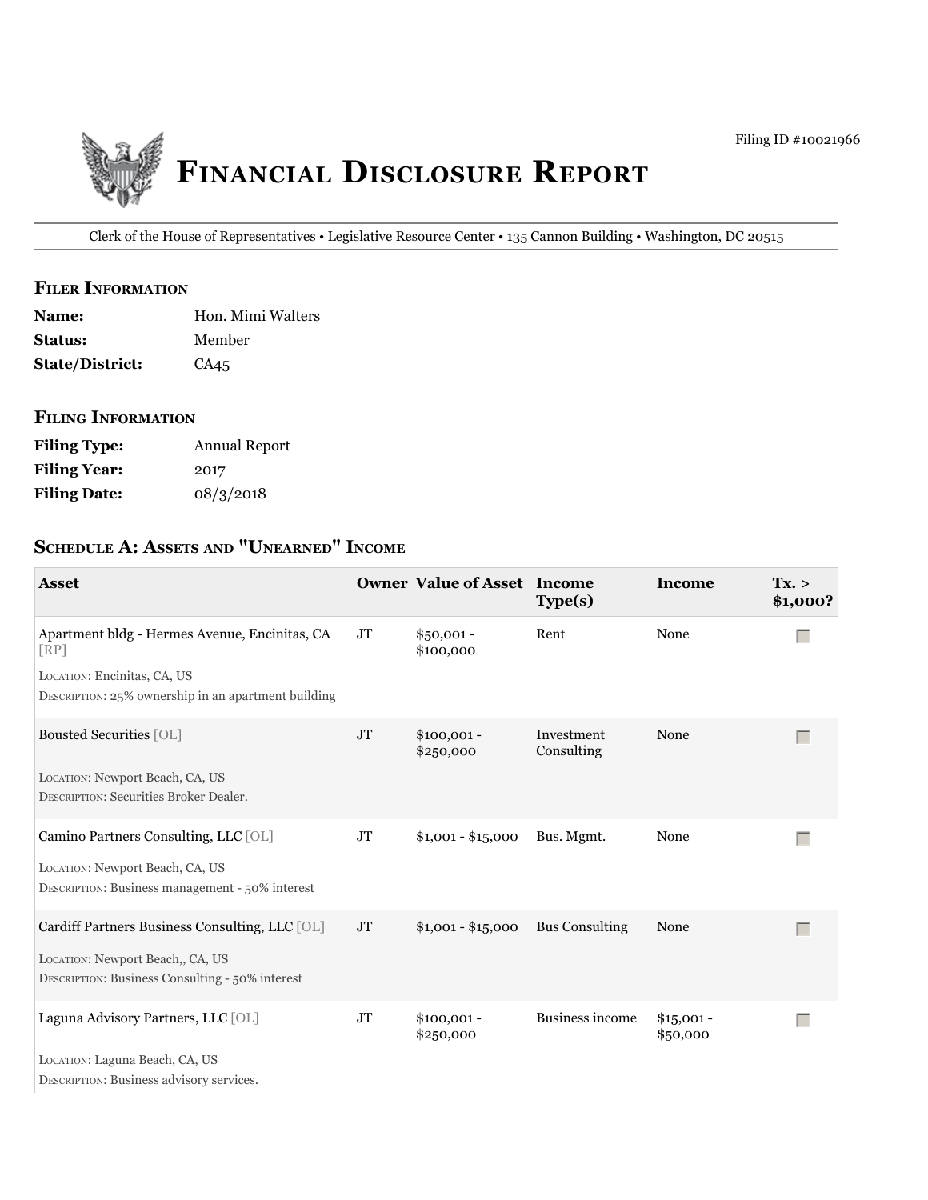Filing ID #10021966

# Financial Disclosure Report

Clerk of the House of Representatives • Legislative Resource Center • 135 Cannon Building • Washington, DC 20515

## Filer Information

**Name:** Hon. Mimi Walters
**Status:** Member
**State/District:** CA45

## Filing Information

**Filing Type:** Annual Report
**Filing Year:** 2017
**Filing Date:** 08/3/2018

## Schedule A: Assets and "Unearned" Income

| Asset | Owner | Value of Asset | Income Type(s) | Income | Tx. > $1,000? |
|---|---|---|---|---|---|
| Apartment bldg - Hermes Avenue, Encinitas, CA [RP]<br>LOCATION: Encinitas, CA, US<br>DESCRIPTION: 25% ownership in an apartment building | JT | $50,001 - $100,000 | Rent | None | ☐ |
| Bousted Securities [OL]<br>LOCATION: Newport Beach, CA, US<br>DESCRIPTION: Securities Broker Dealer. | JT | $100,001 - $250,000 | Investment Consulting | None | ☐ |
| Camino Partners Consulting, LLC [OL]<br>LOCATION: Newport Beach, CA, US<br>DESCRIPTION: Business management - 50% interest | JT | $1,001 - $15,000 | Bus. Mgmt. | None | ☐ |
| Cardiff Partners Business Consulting, LLC [OL]<br>LOCATION: Newport Beach,, CA, US<br>DESCRIPTION: Business Consulting - 50% interest | JT | $1,001 - $15,000 | Bus Consulting | None | ☐ |
| Laguna Advisory Partners, LLC [OL]<br>LOCATION: Laguna Beach, CA, US<br>DESCRIPTION: Business advisory services. | JT | $100,001 - $250,000 | Business income | $15,001 - $50,000 | ☐ |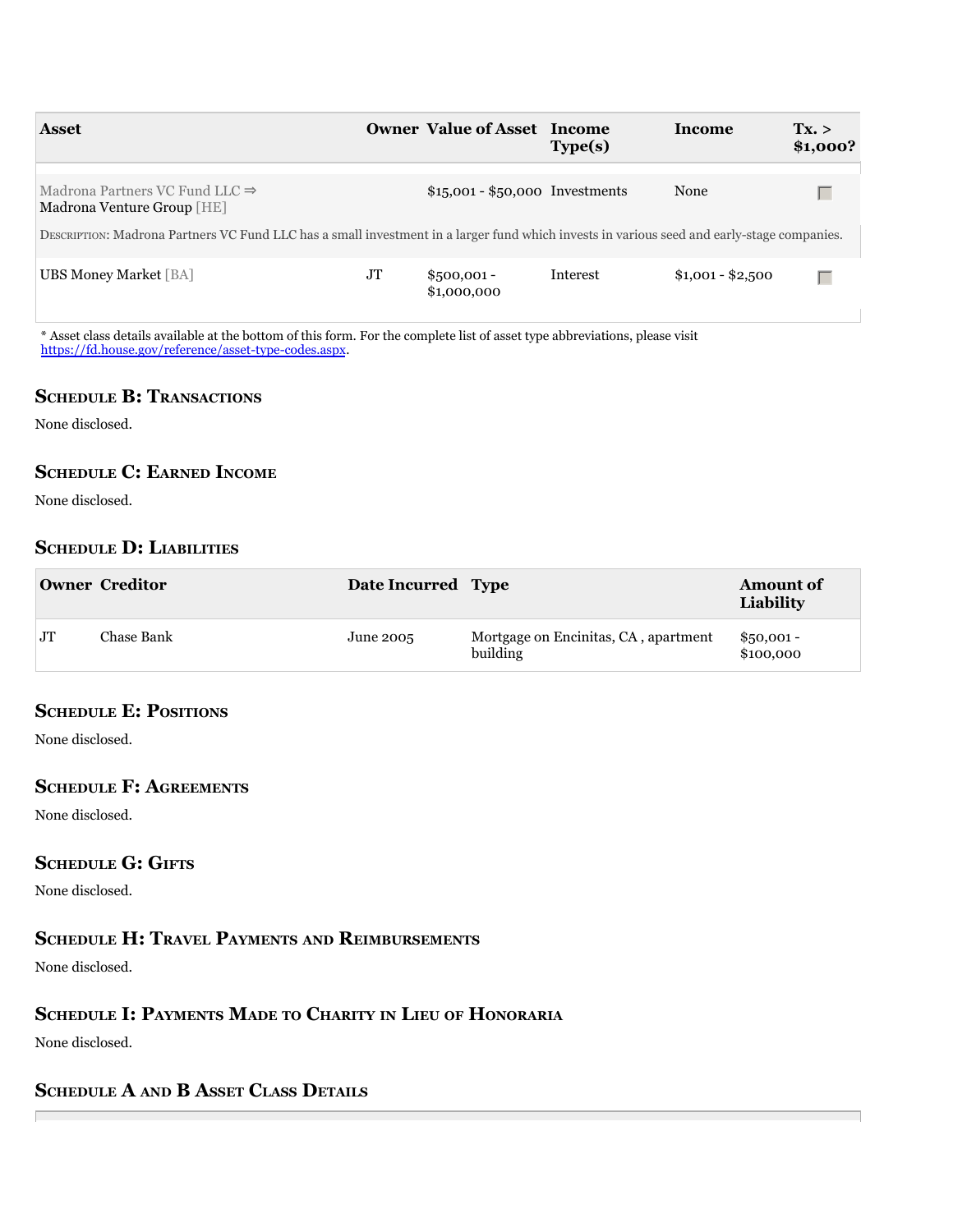| Asset | Owner | Value of Asset | Income Type(s) | Income | Tx. > $1,000? |
|---|---|---|---|---|---|
| Madrona Partners VC Fund LLC ⇒ Madrona Venture Group [HE] | | $15,001 - $50,000 | Investments | None | |
| DESCRIPTION: Madrona Partners VC Fund LLC has a small investment in a larger fund which invests in various seed and early-stage companies. | | | | | |
| UBS Money Market [BA] | JT | $500,001 - $1,000,000 | Interest | $1,001 - $2,500 | |

* Asset class details available at the bottom of this form. For the complete list of asset type abbreviations, please visit https://fd.house.gov/reference/asset-type-codes.aspx.

## Schedule B: Transactions

None disclosed.

## Schedule C: Earned Income

None disclosed.

## Schedule D: Liabilities

| Owner | Creditor | Date Incurred | Type | Amount of Liability |
|---|---|---|---|---|
| JT | Chase Bank | June 2005 | Mortgage on Encinitas, CA , apartment building | $50,001 - $100,000 |

## Schedule E: Positions

None disclosed.

## Schedule F: Agreements

None disclosed.

## Schedule G: Gifts

None disclosed.

## Schedule H: Travel Payments and Reimbursements

None disclosed.

## Schedule I: Payments Made to Charity in Lieu of Honoraria

None disclosed.

## Schedule A and B Asset Class Details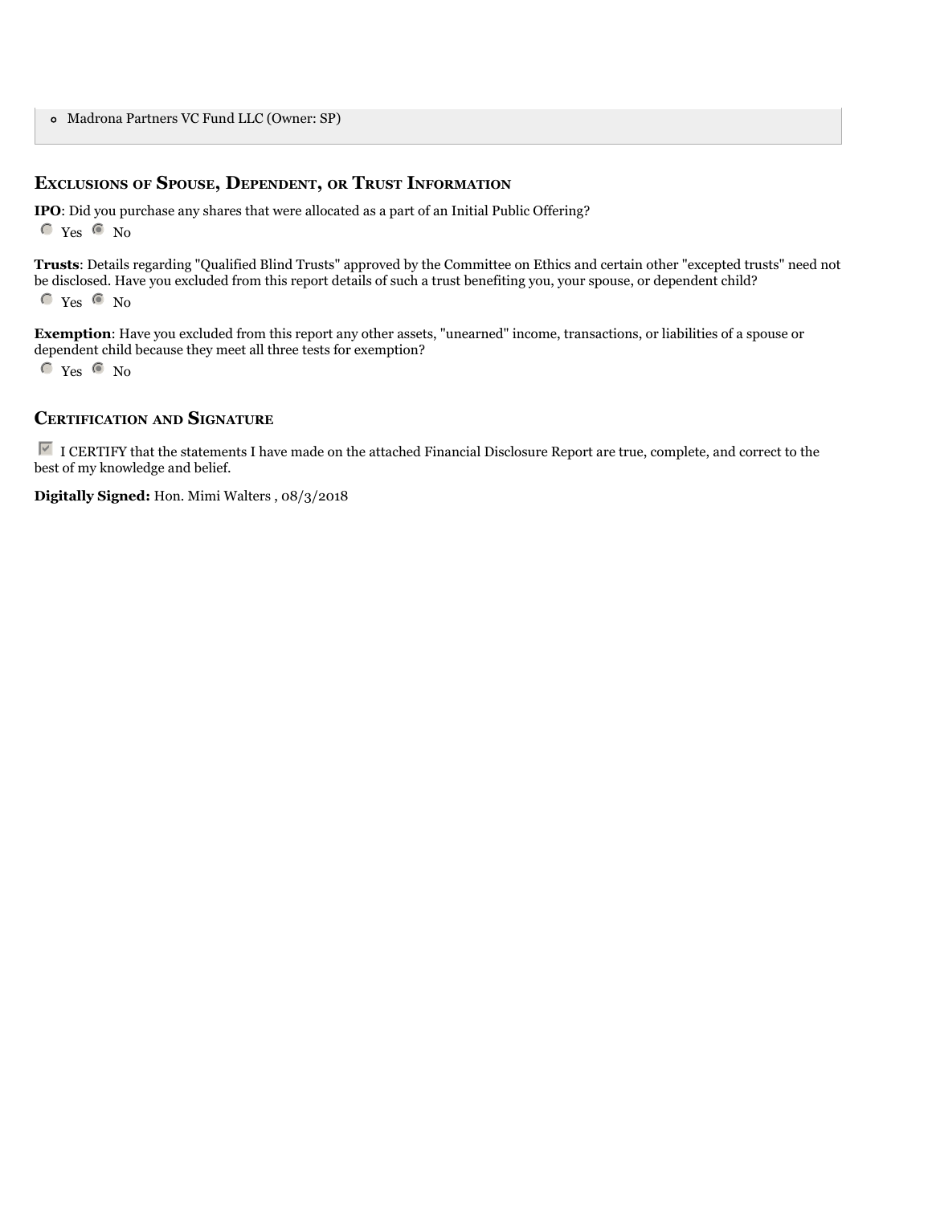- Madrona Partners VC Fund LLC (Owner: SP)

## Exclusions of Spouse, Dependent, or Trust Information

**IPO**: Did you purchase any shares that were allocated as a part of an Initial Public Offering?

○ Yes ◉ No

**Trusts**: Details regarding "Qualified Blind Trusts" approved by the Committee on Ethics and certain other "excepted trusts" need not be disclosed. Have you excluded from this report details of such a trust benefiting you, your spouse, or dependent child?

○ Yes ◉ No

**Exemption**: Have you excluded from this report any other assets, "unearned" income, transactions, or liabilities of a spouse or dependent child because they meet all three tests for exemption?

○ Yes ◉ No

## Certification and Signature

☑ I CERTIFY that the statements I have made on the attached Financial Disclosure Report are true, complete, and correct to the best of my knowledge and belief.

**Digitally Signed:** Hon. Mimi Walters , 08/3/2018